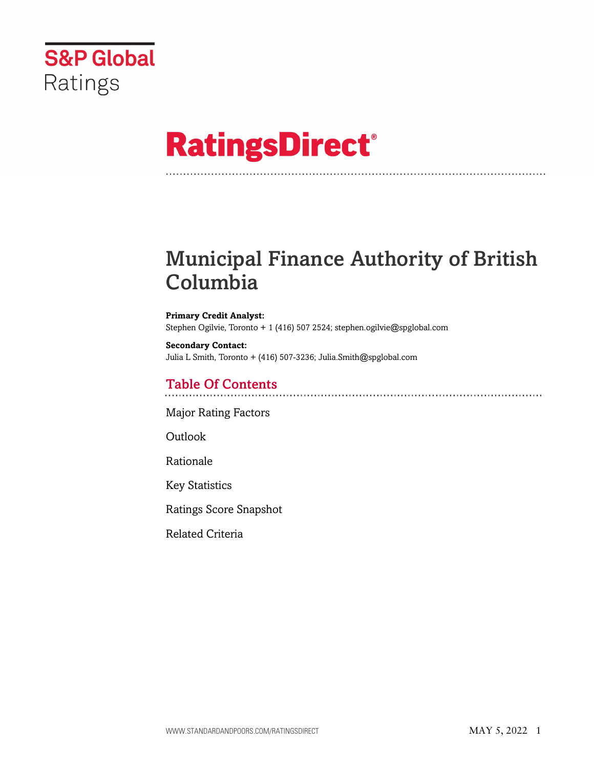S&P Global Ratings

# RatingsDirect®

## Municipal Finance Authority of British Columbia

**Primary Credit Analyst:**
Stephen Ogilvie, Toronto + 1 (416) 507 2524; stephen.ogilvie@spglobal.com

**Secondary Contact:**
Julia L Smith, Toronto + (416) 507-3236; Julia.Smith@spglobal.com

## Table Of Contents

Major Rating Factors

Outlook

Rationale

Key Statistics

Ratings Score Snapshot

Related Criteria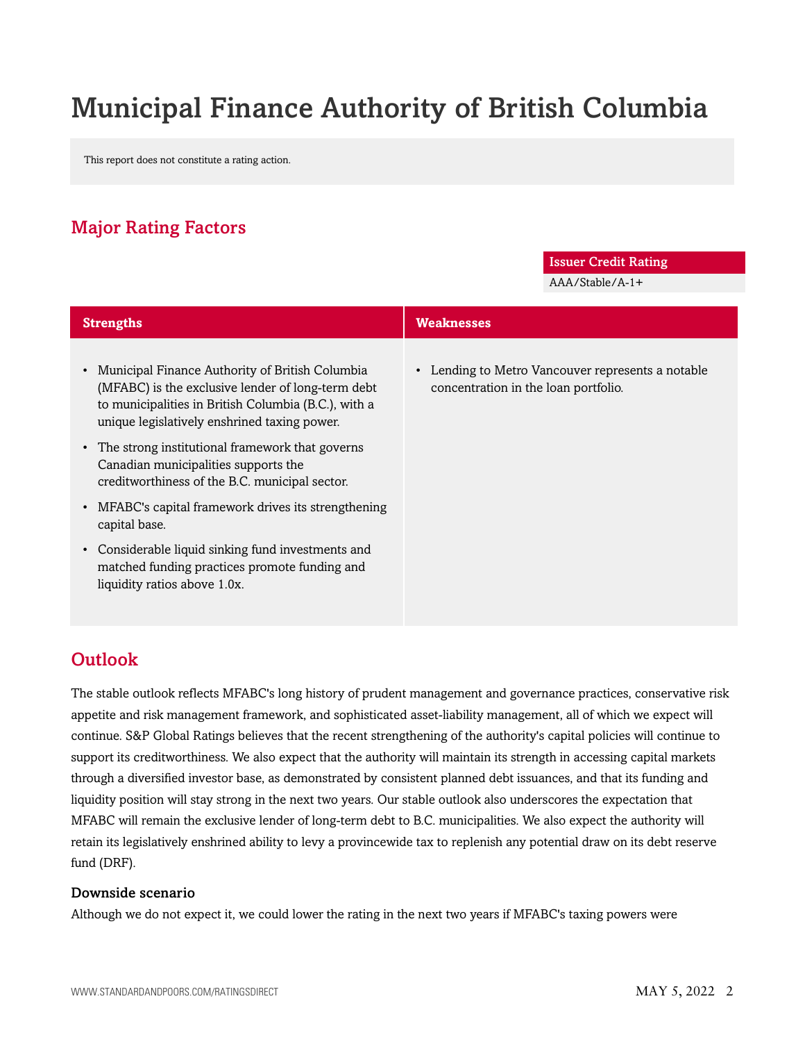# Municipal Finance Authority of British Columbia

This report does not constitute a rating action.

## Major Rating Factors

| Issuer Credit Rating |
| --- |
| AAA/Stable/A-1+ |

| Strengths | Weaknesses |
| --- | --- |
| • Municipal Finance Authority of British Columbia (MFABC) is the exclusive lender of long-term debt to municipalities in British Columbia (B.C.), with a unique legislatively enshrined taxing power.<br>• The strong institutional framework that governs Canadian municipalities supports the creditworthiness of the B.C. municipal sector.<br>• MFABC's capital framework drives its strengthening capital base.<br>• Considerable liquid sinking fund investments and matched funding practices promote funding and liquidity ratios above 1.0x. | • Lending to Metro Vancouver represents a notable concentration in the loan portfolio. |

## Outlook

The stable outlook reflects MFABC's long history of prudent management and governance practices, conservative risk appetite and risk management framework, and sophisticated asset-liability management, all of which we expect will continue. S&P Global Ratings believes that the recent strengthening of the authority's capital policies will continue to support its creditworthiness. We also expect that the authority will maintain its strength in accessing capital markets through a diversified investor base, as demonstrated by consistent planned debt issuances, and that its funding and liquidity position will stay strong in the next two years. Our stable outlook also underscores the expectation that MFABC will remain the exclusive lender of long-term debt to B.C. municipalities. We also expect the authority will retain its legislatively enshrined ability to levy a provincewide tax to replenish any potential draw on its debt reserve fund (DRF).

### Downside scenario

Although we do not expect it, we could lower the rating in the next two years if MFABC's taxing powers were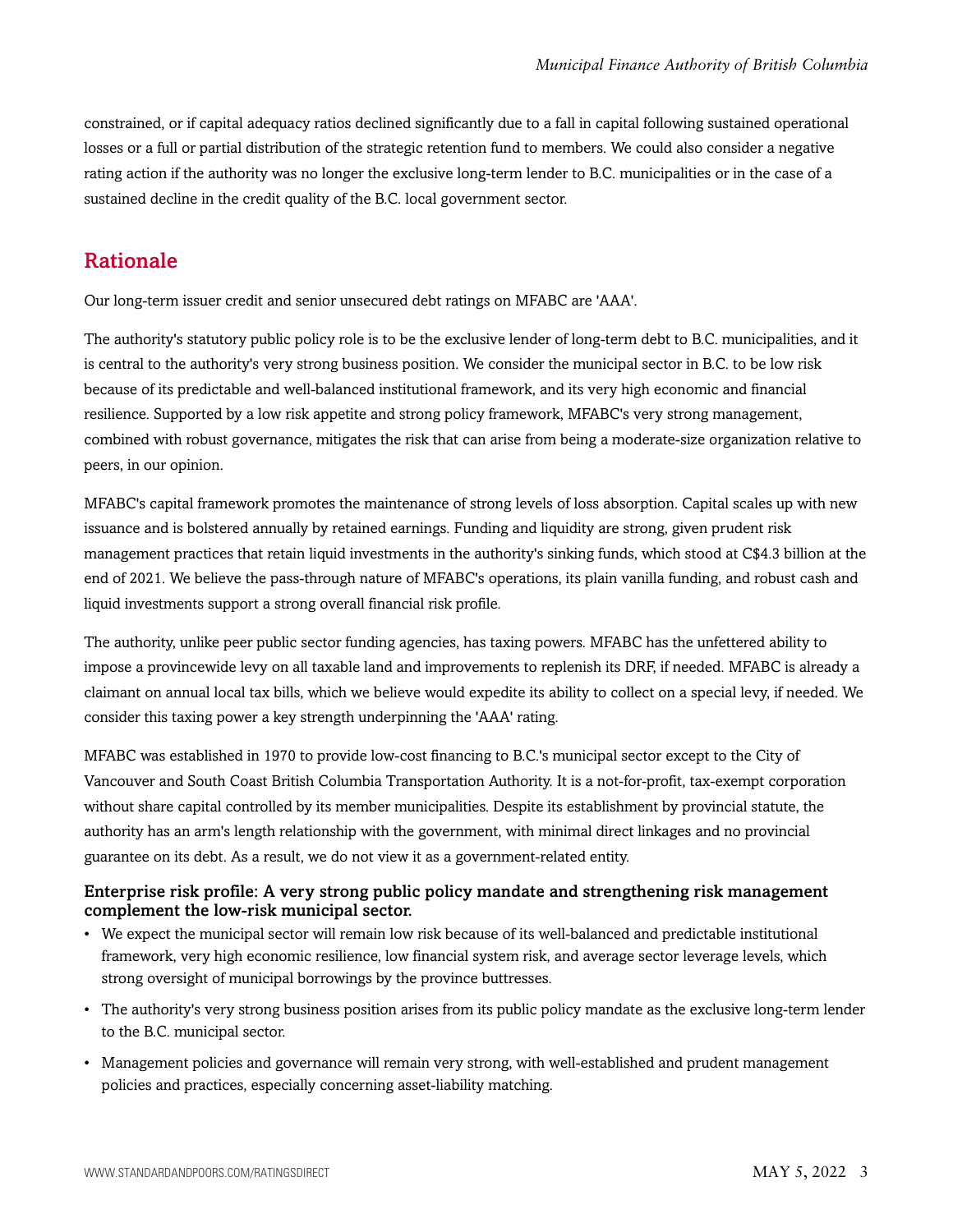constrained, or if capital adequacy ratios declined significantly due to a fall in capital following sustained operational losses or a full or partial distribution of the strategic retention fund to members. We could also consider a negative rating action if the authority was no longer the exclusive long-term lender to B.C. municipalities or in the case of a sustained decline in the credit quality of the B.C. local government sector.

## Rationale

Our long-term issuer credit and senior unsecured debt ratings on MFABC are 'AAA'.

The authority's statutory public policy role is to be the exclusive lender of long-term debt to B.C. municipalities, and it is central to the authority's very strong business position. We consider the municipal sector in B.C. to be low risk because of its predictable and well-balanced institutional framework, and its very high economic and financial resilience. Supported by a low risk appetite and strong policy framework, MFABC's very strong management, combined with robust governance, mitigates the risk that can arise from being a moderate-size organization relative to peers, in our opinion.

MFABC's capital framework promotes the maintenance of strong levels of loss absorption. Capital scales up with new issuance and is bolstered annually by retained earnings. Funding and liquidity are strong, given prudent risk management practices that retain liquid investments in the authority's sinking funds, which stood at C$4.3 billion at the end of 2021. We believe the pass-through nature of MFABC's operations, its plain vanilla funding, and robust cash and liquid investments support a strong overall financial risk profile.

The authority, unlike peer public sector funding agencies, has taxing powers. MFABC has the unfettered ability to impose a provincewide levy on all taxable land and improvements to replenish its DRF, if needed. MFABC is already a claimant on annual local tax bills, which we believe would expedite its ability to collect on a special levy, if needed. We consider this taxing power a key strength underpinning the 'AAA' rating.

MFABC was established in 1970 to provide low-cost financing to B.C.'s municipal sector except to the City of Vancouver and South Coast British Columbia Transportation Authority. It is a not-for-profit, tax-exempt corporation without share capital controlled by its member municipalities. Despite its establishment by provincial statute, the authority has an arm's length relationship with the government, with minimal direct linkages and no provincial guarantee on its debt. As a result, we do not view it as a government-related entity.

### Enterprise risk profile: A very strong public policy mandate and strengthening risk management complement the low-risk municipal sector.

- We expect the municipal sector will remain low risk because of its well-balanced and predictable institutional framework, very high economic resilience, low financial system risk, and average sector leverage levels, which strong oversight of municipal borrowings by the province buttresses.
- The authority's very strong business position arises from its public policy mandate as the exclusive long-term lender to the B.C. municipal sector.
- Management policies and governance will remain very strong, with well-established and prudent management policies and practices, especially concerning asset-liability matching.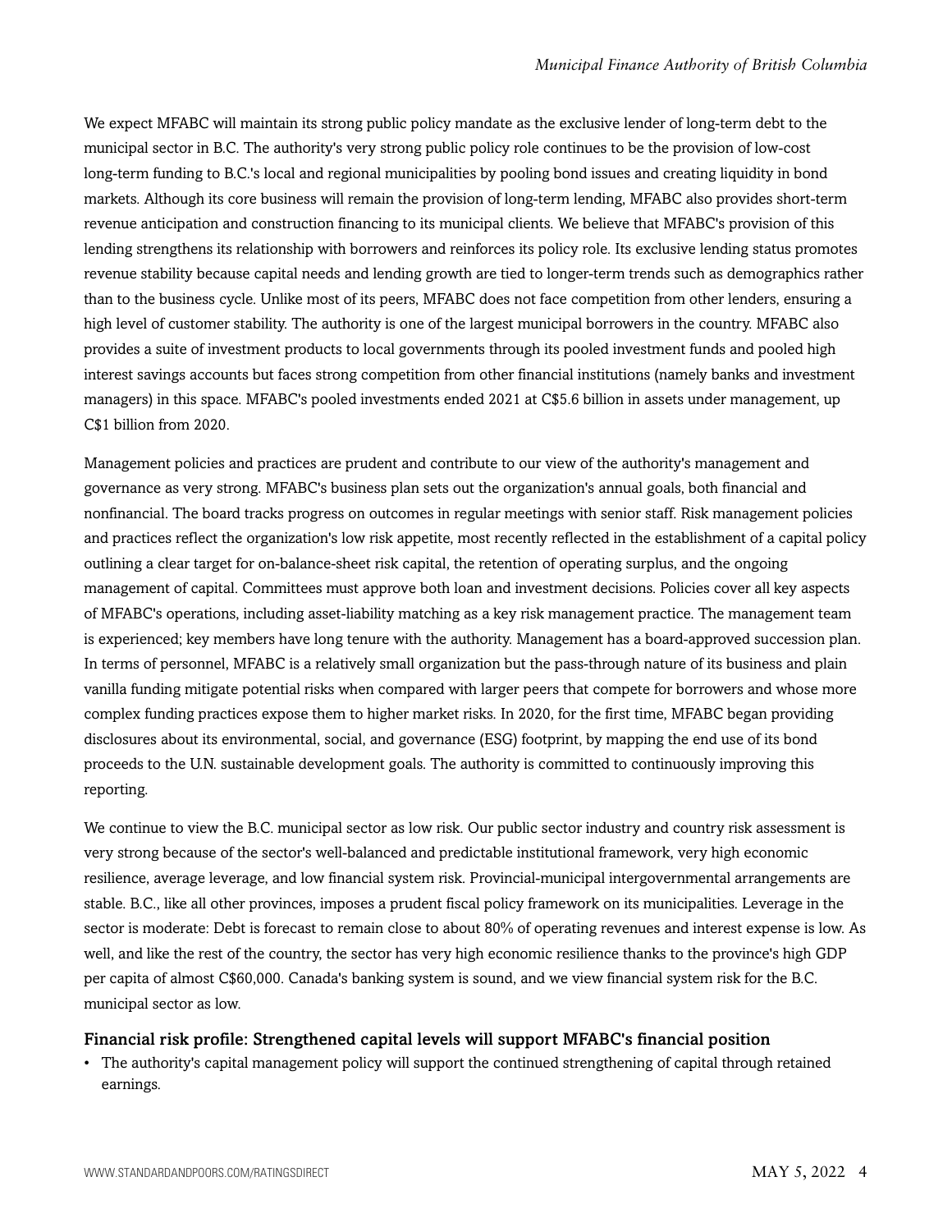We expect MFABC will maintain its strong public policy mandate as the exclusive lender of long-term debt to the municipal sector in B.C. The authority's very strong public policy role continues to be the provision of low-cost long-term funding to B.C.'s local and regional municipalities by pooling bond issues and creating liquidity in bond markets. Although its core business will remain the provision of long-term lending, MFABC also provides short-term revenue anticipation and construction financing to its municipal clients. We believe that MFABC's provision of this lending strengthens its relationship with borrowers and reinforces its policy role. Its exclusive lending status promotes revenue stability because capital needs and lending growth are tied to longer-term trends such as demographics rather than to the business cycle. Unlike most of its peers, MFABC does not face competition from other lenders, ensuring a high level of customer stability. The authority is one of the largest municipal borrowers in the country. MFABC also provides a suite of investment products to local governments through its pooled investment funds and pooled high interest savings accounts but faces strong competition from other financial institutions (namely banks and investment managers) in this space. MFABC's pooled investments ended 2021 at C$5.6 billion in assets under management, up C$1 billion from 2020.

Management policies and practices are prudent and contribute to our view of the authority's management and governance as very strong. MFABC's business plan sets out the organization's annual goals, both financial and nonfinancial. The board tracks progress on outcomes in regular meetings with senior staff. Risk management policies and practices reflect the organization's low risk appetite, most recently reflected in the establishment of a capital policy outlining a clear target for on-balance-sheet risk capital, the retention of operating surplus, and the ongoing management of capital. Committees must approve both loan and investment decisions. Policies cover all key aspects of MFABC's operations, including asset-liability matching as a key risk management practice. The management team is experienced; key members have long tenure with the authority. Management has a board-approved succession plan. In terms of personnel, MFABC is a relatively small organization but the pass-through nature of its business and plain vanilla funding mitigate potential risks when compared with larger peers that compete for borrowers and whose more complex funding practices expose them to higher market risks. In 2020, for the first time, MFABC began providing disclosures about its environmental, social, and governance (ESG) footprint, by mapping the end use of its bond proceeds to the U.N. sustainable development goals. The authority is committed to continuously improving this reporting.

We continue to view the B.C. municipal sector as low risk. Our public sector industry and country risk assessment is very strong because of the sector's well-balanced and predictable institutional framework, very high economic resilience, average leverage, and low financial system risk. Provincial-municipal intergovernmental arrangements are stable. B.C., like all other provinces, imposes a prudent fiscal policy framework on its municipalities. Leverage in the sector is moderate: Debt is forecast to remain close to about 80% of operating revenues and interest expense is low. As well, and like the rest of the country, the sector has very high economic resilience thanks to the province's high GDP per capita of almost C$60,000. Canada's banking system is sound, and we view financial system risk for the B.C. municipal sector as low.

### Financial risk profile: Strengthened capital levels will support MFABC's financial position

- The authority's capital management policy will support the continued strengthening of capital through retained earnings.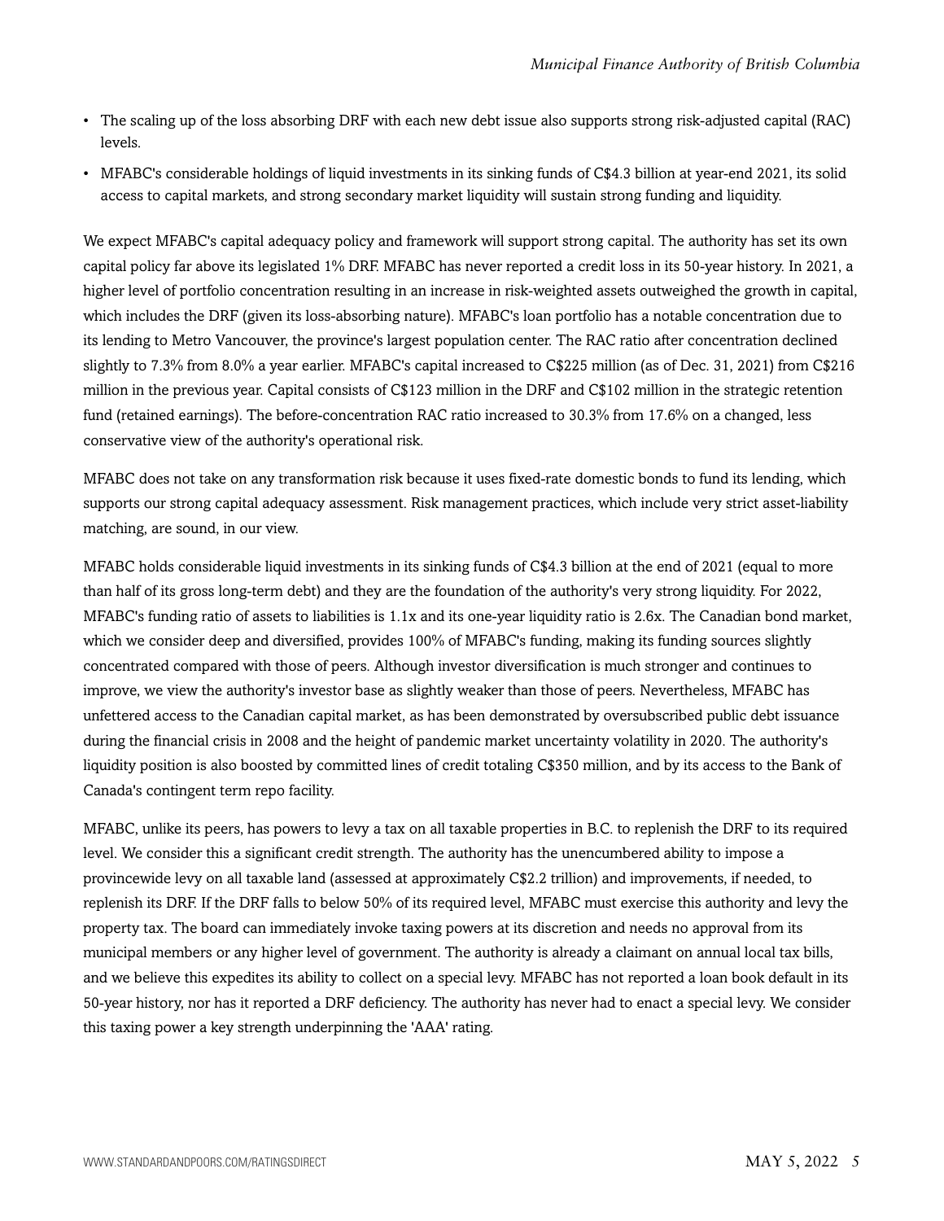- The scaling up of the loss absorbing DRF with each new debt issue also supports strong risk-adjusted capital (RAC) levels.
- MFABC's considerable holdings of liquid investments in its sinking funds of C$4.3 billion at year-end 2021, its solid access to capital markets, and strong secondary market liquidity will sustain strong funding and liquidity.

We expect MFABC's capital adequacy policy and framework will support strong capital. The authority has set its own capital policy far above its legislated 1% DRF. MFABC has never reported a credit loss in its 50-year history. In 2021, a higher level of portfolio concentration resulting in an increase in risk-weighted assets outweighed the growth in capital, which includes the DRF (given its loss-absorbing nature). MFABC's loan portfolio has a notable concentration due to its lending to Metro Vancouver, the province's largest population center. The RAC ratio after concentration declined slightly to 7.3% from 8.0% a year earlier. MFABC's capital increased to C$225 million (as of Dec. 31, 2021) from C$216 million in the previous year. Capital consists of C$123 million in the DRF and C$102 million in the strategic retention fund (retained earnings). The before-concentration RAC ratio increased to 30.3% from 17.6% on a changed, less conservative view of the authority's operational risk.

MFABC does not take on any transformation risk because it uses fixed-rate domestic bonds to fund its lending, which supports our strong capital adequacy assessment. Risk management practices, which include very strict asset-liability matching, are sound, in our view.

MFABC holds considerable liquid investments in its sinking funds of C$4.3 billion at the end of 2021 (equal to more than half of its gross long-term debt) and they are the foundation of the authority's very strong liquidity. For 2022, MFABC's funding ratio of assets to liabilities is 1.1x and its one-year liquidity ratio is 2.6x. The Canadian bond market, which we consider deep and diversified, provides 100% of MFABC's funding, making its funding sources slightly concentrated compared with those of peers. Although investor diversification is much stronger and continues to improve, we view the authority's investor base as slightly weaker than those of peers. Nevertheless, MFABC has unfettered access to the Canadian capital market, as has been demonstrated by oversubscribed public debt issuance during the financial crisis in 2008 and the height of pandemic market uncertainty volatility in 2020. The authority's liquidity position is also boosted by committed lines of credit totaling C$350 million, and by its access to the Bank of Canada's contingent term repo facility.

MFABC, unlike its peers, has powers to levy a tax on all taxable properties in B.C. to replenish the DRF to its required level. We consider this a significant credit strength. The authority has the unencumbered ability to impose a provincewide levy on all taxable land (assessed at approximately C$2.2 trillion) and improvements, if needed, to replenish its DRF. If the DRF falls to below 50% of its required level, MFABC must exercise this authority and levy the property tax. The board can immediately invoke taxing powers at its discretion and needs no approval from its municipal members or any higher level of government. The authority is already a claimant on annual local tax bills, and we believe this expedites its ability to collect on a special levy. MFABC has not reported a loan book default in its 50-year history, nor has it reported a DRF deficiency. The authority has never had to enact a special levy. We consider this taxing power a key strength underpinning the 'AAA' rating.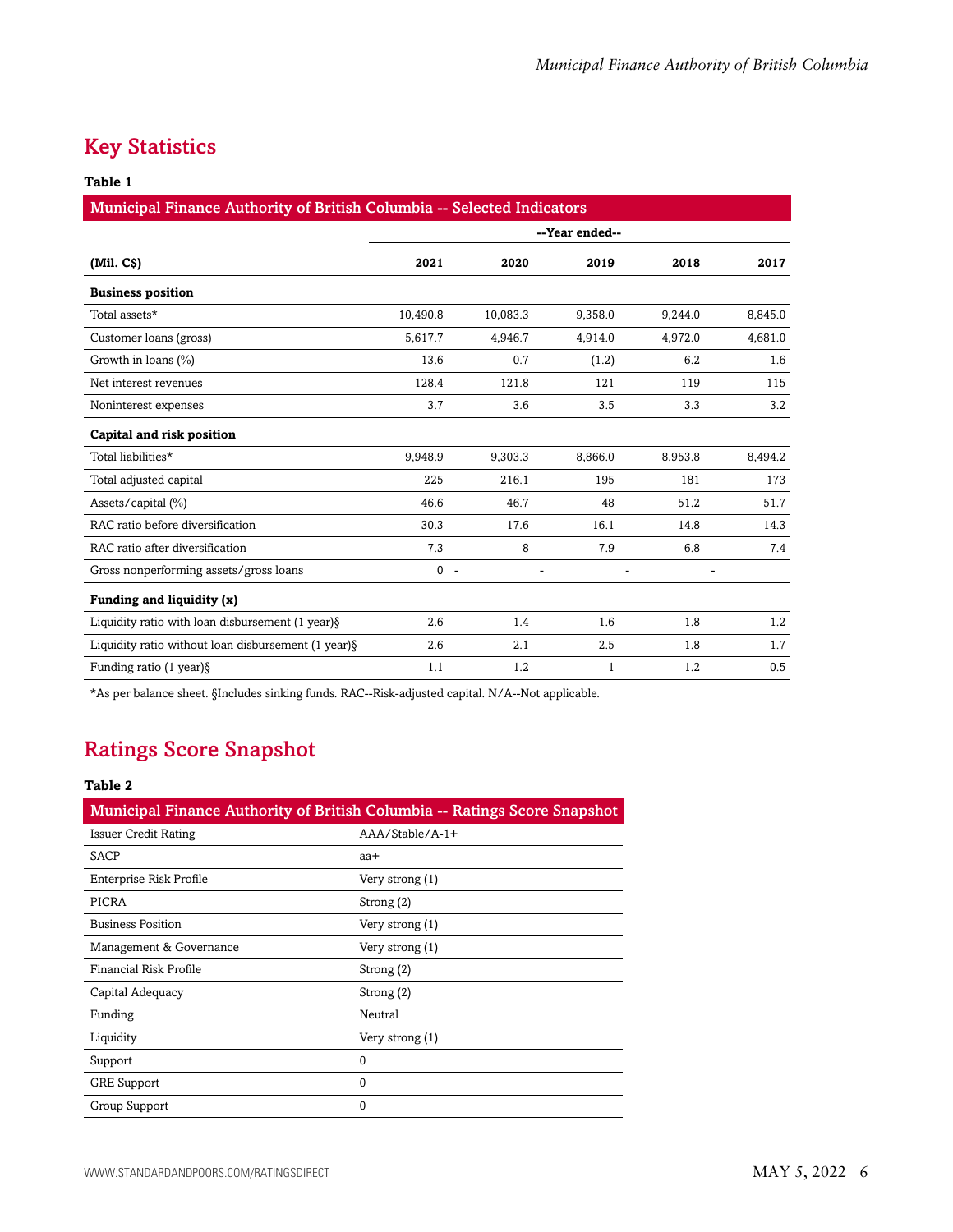## Key Statistics

**Table 1**

| Municipal Finance Authority of British Columbia -- Selected Indicators | | | | | |
|---|---|---|---|---|---|
| | --Year ended-- | | | | |
| (Mil. C$) | 2021 | 2020 | 2019 | 2018 | 2017 |
| **Business position** | | | | | |
| Total assets* | 10,490.8 | 10,083.3 | 9,358.0 | 9,244.0 | 8,845.0 |
| Customer loans (gross) | 5,617.7 | 4,946.7 | 4,914.0 | 4,972.0 | 4,681.0 |
| Growth in loans (%) | 13.6 | 0.7 | (1.2) | 6.2 | 1.6 |
| Net interest revenues | 128.4 | 121.8 | 121 | 119 | 115 |
| Noninterest expenses | 3.7 | 3.6 | 3.5 | 3.3 | 3.2 |
| **Capital and risk position** | | | | | |
| Total liabilities* | 9,948.9 | 9,303.3 | 8,866.0 | 8,953.8 | 8,494.2 |
| Total adjusted capital | 225 | 216.1 | 195 | 181 | 173 |
| Assets/capital (%) | 46.6 | 46.7 | 48 | 51.2 | 51.7 |
| RAC ratio before diversification | 30.3 | 17.6 | 16.1 | 14.8 | 14.3 |
| RAC ratio after diversification | 7.3 | 8 | 7.9 | 6.8 | 7.4 |
| Gross nonperforming assets/gross loans | 0 | - | - | - | - |
| **Funding and liquidity (x)** | | | | | |
| Liquidity ratio with loan disbursement (1 year)§ | 2.6 | 1.4 | 1.6 | 1.8 | 1.2 |
| Liquidity ratio without loan disbursement (1 year)§ | 2.6 | 2.1 | 2.5 | 1.8 | 1.7 |
| Funding ratio (1 year)§ | 1.1 | 1.2 | 1 | 1.2 | 0.5 |

*As per balance sheet. §Includes sinking funds. RAC--Risk-adjusted capital. N/A--Not applicable.

## Ratings Score Snapshot

**Table 2**

| Municipal Finance Authority of British Columbia -- Ratings Score Snapshot | |
|---|---|
| Issuer Credit Rating | AAA/Stable/A-1+ |
| SACP | aa+ |
| Enterprise Risk Profile | Very strong (1) |
| PICRA | Strong (2) |
| Business Position | Very strong (1) |
| Management & Governance | Very strong (1) |
| Financial Risk Profile | Strong (2) |
| Capital Adequacy | Strong (2) |
| Funding | Neutral |
| Liquidity | Very strong (1) |
| Support | 0 |
| GRE Support | 0 |
| Group Support | 0 |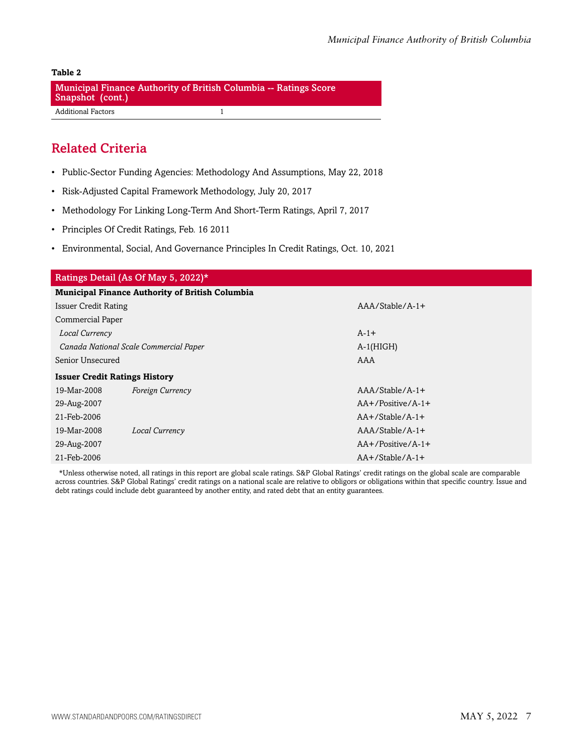**Table 2**

| Municipal Finance Authority of British Columbia -- Ratings Score Snapshot (cont.) | |
|---|---|
| Additional Factors | 1 |

## Related Criteria

- Public-Sector Funding Agencies: Methodology And Assumptions, May 22, 2018
- Risk-Adjusted Capital Framework Methodology, July 20, 2017
- Methodology For Linking Long-Term And Short-Term Ratings, April 7, 2017
- Principles Of Credit Ratings, Feb. 16 2011
- Environmental, Social, And Governance Principles In Credit Ratings, Oct. 10, 2021

| Ratings Detail (As Of May 5, 2022)* | | |
|---|---|---|
| **Municipal Finance Authority of British Columbia** | | |
| Issuer Credit Rating | | AAA/Stable/A-1+ |
| Commercial Paper | | |
| *Local Currency* | | A-1+ |
| *Canada National Scale Commercial Paper* | | A-1(HIGH) |
| Senior Unsecured | | AAA |
| **Issuer Credit Ratings History** | | |
| 19-Mar-2008 | *Foreign Currency* | AAA/Stable/A-1+ |
| 29-Aug-2007 | | AA+/Positive/A-1+ |
| 21-Feb-2006 | | AA+/Stable/A-1+ |
| 19-Mar-2008 | *Local Currency* | AAA/Stable/A-1+ |
| 29-Aug-2007 | | AA+/Positive/A-1+ |
| 21-Feb-2006 | | AA+/Stable/A-1+ |

*Unless otherwise noted, all ratings in this report are global scale ratings. S&P Global Ratings' credit ratings on the global scale are comparable across countries. S&P Global Ratings' credit ratings on a national scale are relative to obligors or obligations within that specific country. Issue and debt ratings could include debt guaranteed by another entity, and rated debt that an entity guarantees.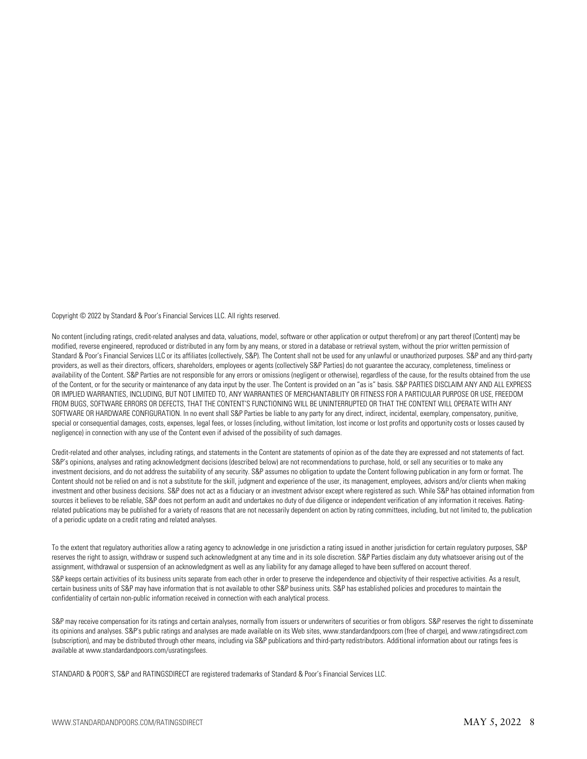Copyright © 2022 by Standard & Poor's Financial Services LLC. All rights reserved.

No content (including ratings, credit-related analyses and data, valuations, model, software or other application or output therefrom) or any part thereof (Content) may be modified, reverse engineered, reproduced or distributed in any form by any means, or stored in a database or retrieval system, without the prior written permission of Standard & Poor's Financial Services LLC or its affiliates (collectively, S&P). The Content shall not be used for any unlawful or unauthorized purposes. S&P and any third-party providers, as well as their directors, officers, shareholders, employees or agents (collectively S&P Parties) do not guarantee the accuracy, completeness, timeliness or availability of the Content. S&P Parties are not responsible for any errors or omissions (negligent or otherwise), regardless of the cause, for the results obtained from the use of the Content, or for the security or maintenance of any data input by the user. The Content is provided on an "as is" basis. S&P PARTIES DISCLAIM ANY AND ALL EXPRESS OR IMPLIED WARRANTIES, INCLUDING, BUT NOT LIMITED TO, ANY WARRANTIES OF MERCHANTABILITY OR FITNESS FOR A PARTICULAR PURPOSE OR USE, FREEDOM FROM BUGS, SOFTWARE ERRORS OR DEFECTS, THAT THE CONTENT'S FUNCTIONING WILL BE UNINTERRUPTED OR THAT THE CONTENT WILL OPERATE WITH ANY SOFTWARE OR HARDWARE CONFIGURATION. In no event shall S&P Parties be liable to any party for any direct, indirect, incidental, exemplary, compensatory, punitive, special or consequential damages, costs, expenses, legal fees, or losses (including, without limitation, lost income or lost profits and opportunity costs or losses caused by negligence) in connection with any use of the Content even if advised of the possibility of such damages.

Credit-related and other analyses, including ratings, and statements in the Content are statements of opinion as of the date they are expressed and not statements of fact. S&P's opinions, analyses and rating acknowledgment decisions (described below) are not recommendations to purchase, hold, or sell any securities or to make any investment decisions, and do not address the suitability of any security. S&P assumes no obligation to update the Content following publication in any form or format. The Content should not be relied on and is not a substitute for the skill, judgment and experience of the user, its management, employees, advisors and/or clients when making investment and other business decisions. S&P does not act as a fiduciary or an investment advisor except where registered as such. While S&P has obtained information from sources it believes to be reliable, S&P does not perform an audit and undertakes no duty of due diligence or independent verification of any information it receives. Rating-related publications may be published for a variety of reasons that are not necessarily dependent on action by rating committees, including, but not limited to, the publication of a periodic update on a credit rating and related analyses.

To the extent that regulatory authorities allow a rating agency to acknowledge in one jurisdiction a rating issued in another jurisdiction for certain regulatory purposes, S&P reserves the right to assign, withdraw or suspend such acknowledgment at any time and in its sole discretion. S&P Parties disclaim any duty whatsoever arising out of the assignment, withdrawal or suspension of an acknowledgment as well as any liability for any damage alleged to have been suffered on account thereof.

S&P keeps certain activities of its business units separate from each other in order to preserve the independence and objectivity of their respective activities. As a result, certain business units of S&P may have information that is not available to other S&P business units. S&P has established policies and procedures to maintain the confidentiality of certain non-public information received in connection with each analytical process.

S&P may receive compensation for its ratings and certain analyses, normally from issuers or underwriters of securities or from obligors. S&P reserves the right to disseminate its opinions and analyses. S&P's public ratings and analyses are made available on its Web sites, www.standardandpoors.com (free of charge), and www.ratingsdirect.com (subscription), and may be distributed through other means, including via S&P publications and third-party redistributors. Additional information about our ratings fees is available at www.standardandpoors.com/usratingsfees.

STANDARD & POOR'S, S&P and RATINGSDIRECT are registered trademarks of Standard & Poor's Financial Services LLC.